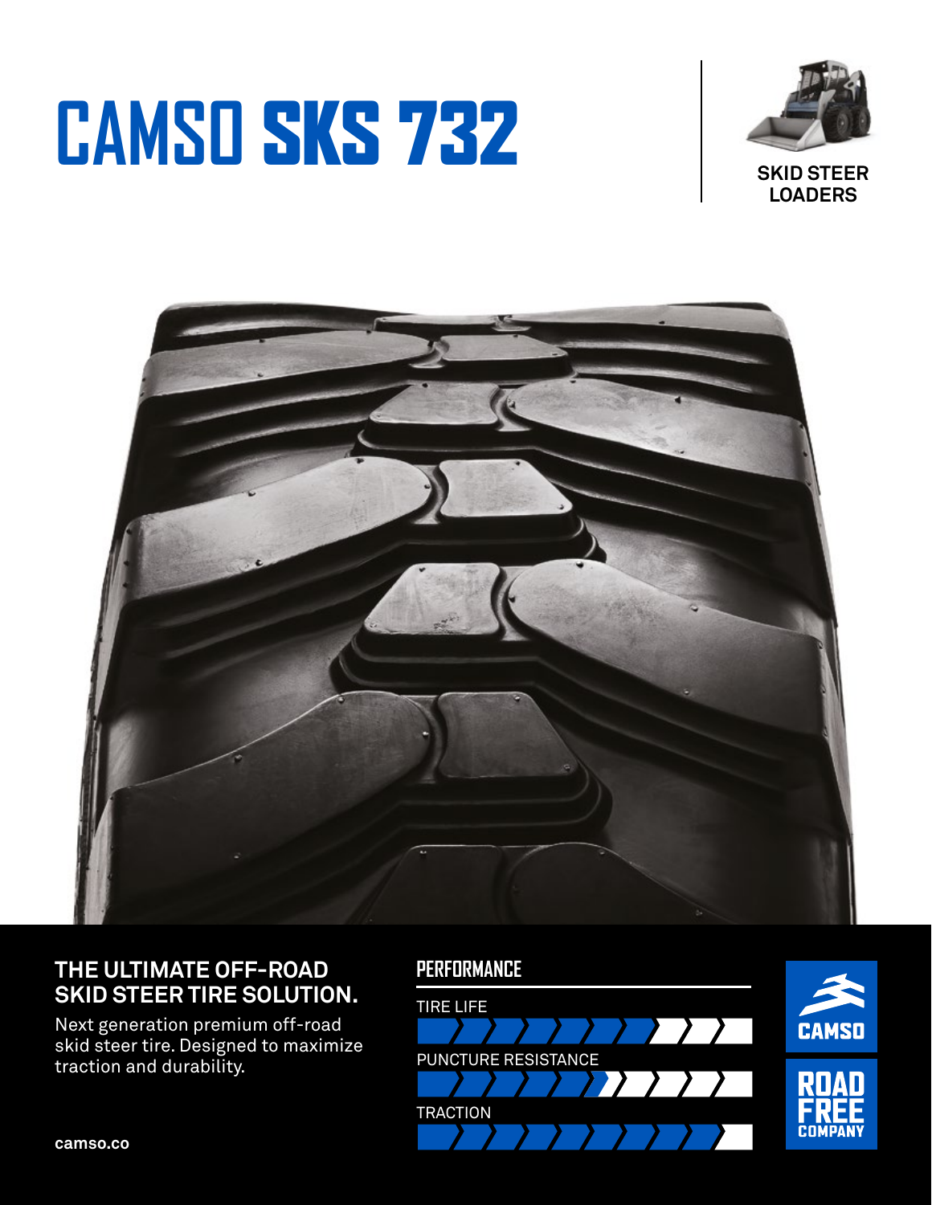# CAMSO SKS 732

SKID STEER LOADERS

## THE ULTIMATE OFF-ROAD SKID STEER TIRE SOLUTION.

Next generation premium off-road skid steer tire. Designed to maximize traction and durability.

### PERFORMANCE

TIRE LIFE

PUNCTURE RESISTANCE

TRACTION

camso.co

CAMSO

ROAD FREE COMPANY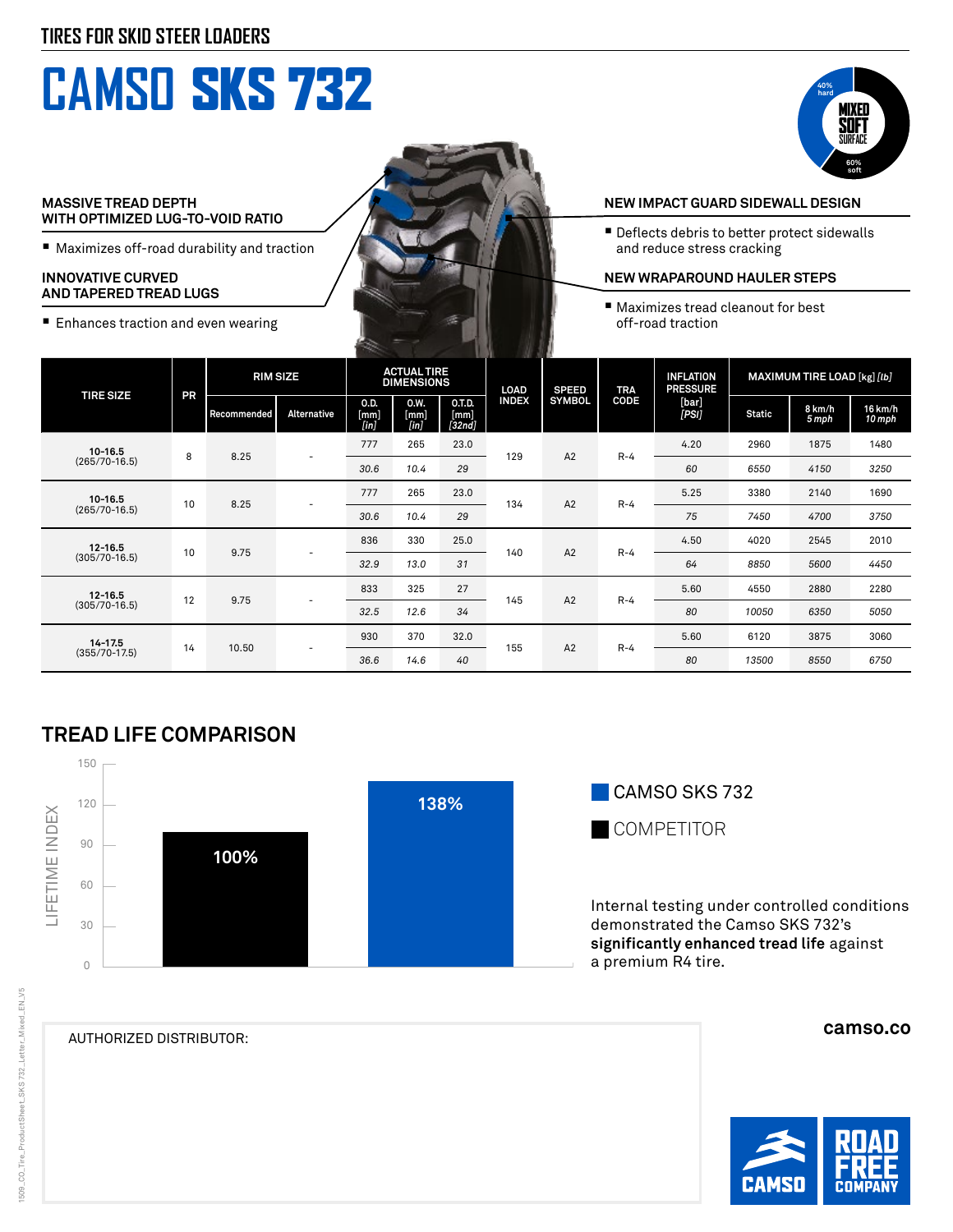TIRES FOR SKID STEER LOADERS

# CAMSO SKS 732

40% hard
MIXED SOFT SURFACE
60% soft

### MASSIVE TREAD DEPTH WITH OPTIMIZED LUG-TO-VOID RATIO

- Maximizes off-road durability and traction

### INNOVATIVE CURVED AND TAPERED TREAD LUGS

- Enhances traction and even wearing

### NEW IMPACT GUARD SIDEWALL DESIGN

- Deflects debris to better protect sidewalls and reduce stress cracking

### NEW WRAPAROUND HAULER STEPS

- Maximizes tread cleanout for best off-road traction

| TIRE SIZE | PR | RIM SIZE | | ACTUAL TIRE DIMENSIONS | | | LOAD INDEX | SPEED SYMBOL | TRA CODE | INFLATION PRESSURE [bar] *[PSI]* | MAXIMUM TIRE LOAD [kg] *[lb]* | | |
|---|---|---|---|---|---|---|---|---|---|---|---|---|---|
| | | Recommended | Alternative | O.D. [mm] *[in]* | O.W. [mm] *[in]* | O.T.D. [mm] *[32nd]* | | | | | Static | 8 km/h *5 mph* | 16 km/h *10 mph* |
| 10-16.5 (265/70-16.5) | 8 | 8.25 | - | 777 | 265 | 23.0 | 129 | A2 | R-4 | 4.20 | 2960 | 1875 | 1480 |
| | | | | *30.6* | *10.4* | *29* | | | | *60* | *6550* | *4150* | *3250* |
| 10-16.5 (265/70-16.5) | 10 | 8.25 | - | 777 | 265 | 23.0 | 134 | A2 | R-4 | 5.25 | 3380 | 2140 | 1690 |
| | | | | *30.6* | *10.4* | *29* | | | | *75* | *7450* | *4700* | *3750* |
| 12-16.5 (305/70-16.5) | 10 | 9.75 | - | 836 | 330 | 25.0 | 140 | A2 | R-4 | 4.50 | 4020 | 2545 | 2010 |
| | | | | *32.9* | *13.0* | *31* | | | | *64* | *8850* | *5600* | *4450* |
| 12-16.5 (305/70-16.5) | 12 | 9.75 | - | 833 | 325 | 27 | 145 | A2 | R-4 | 5.60 | 4550 | 2880 | 2280 |
| | | | | *32.5* | *12.6* | *34* | | | | *80* | *10050* | *6350* | *5050* |
| 14-17.5 (355/70-17.5) | 14 | 10.50 | - | 930 | 370 | 32.0 | 155 | A2 | R-4 | 5.60 | 6120 | 3875 | 3060 |
| | | | | *36.6* | *14.6* | *40* | | | | *80* | *13500* | *8550* | *6750* |

## TREAD LIFE COMPARISON

LIFETIME INDEX
150
120
90
60
30
0
100%
138%

CAMSO SKS 732
COMPETITOR

Internal testing under controlled conditions demonstrated the Camso SKS 732's **significantly enhanced tread life** against a premium R4 tire.

AUTHORIZED DISTRIBUTOR:

**camso.co**

CAMSO
ROAD FREE COMPANY

1509_CO_Tire_ProductSheet_SKS 732_Letter_Mixed_EN_V5